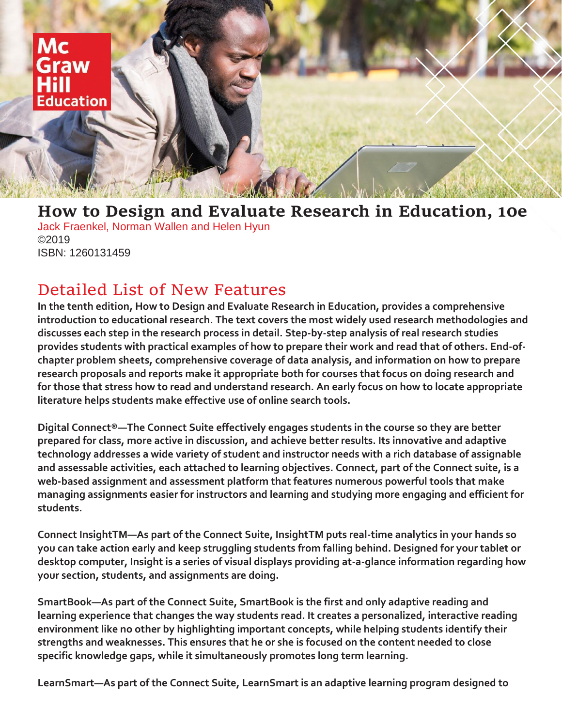# How to Design and Evaluate Research in Education, 10e

Jack Fraenkel, Norman Wallen and Helen Hyun
©2019
ISBN: 1260131459

## Detailed List of New Features

**In the tenth edition, How to Design and Evaluate Research in Education, provides a comprehensive introduction to educational research. The text covers the most widely used research methodologies and discusses each step in the research process in detail. Step-by-step analysis of real research studies provides students with practical examples of how to prepare their work and read that of others. End-of-chapter problem sheets, comprehensive coverage of data analysis, and information on how to prepare research proposals and reports make it appropriate both for courses that focus on doing research and for those that stress how to read and understand research. An early focus on how to locate appropriate literature helps students make effective use of online search tools.**

**Digital Connect®—The Connect Suite effectively engages students in the course so they are better prepared for class, more active in discussion, and achieve better results. Its innovative and adaptive technology addresses a wide variety of student and instructor needs with a rich database of assignable and assessable activities, each attached to learning objectives. Connect, part of the Connect suite, is a web-based assignment and assessment platform that features numerous powerful tools that make managing assignments easier for instructors and learning and studying more engaging and efficient for students.**

**Connect InsightTM—As part of the Connect Suite, InsightTM puts real-time analytics in your hands so you can take action early and keep struggling students from falling behind. Designed for your tablet or desktop computer, Insight is a series of visual displays providing at-a-glance information regarding how your section, students, and assignments are doing.**

**SmartBook—As part of the Connect Suite, SmartBook is the first and only adaptive reading and learning experience that changes the way students read. It creates a personalized, interactive reading environment like no other by highlighting important concepts, while helping students identify their strengths and weaknesses. This ensures that he or she is focused on the content needed to close specific knowledge gaps, while it simultaneously promotes long term learning.**

**LearnSmart—As part of the Connect Suite, LearnSmart is an adaptive learning program designed to**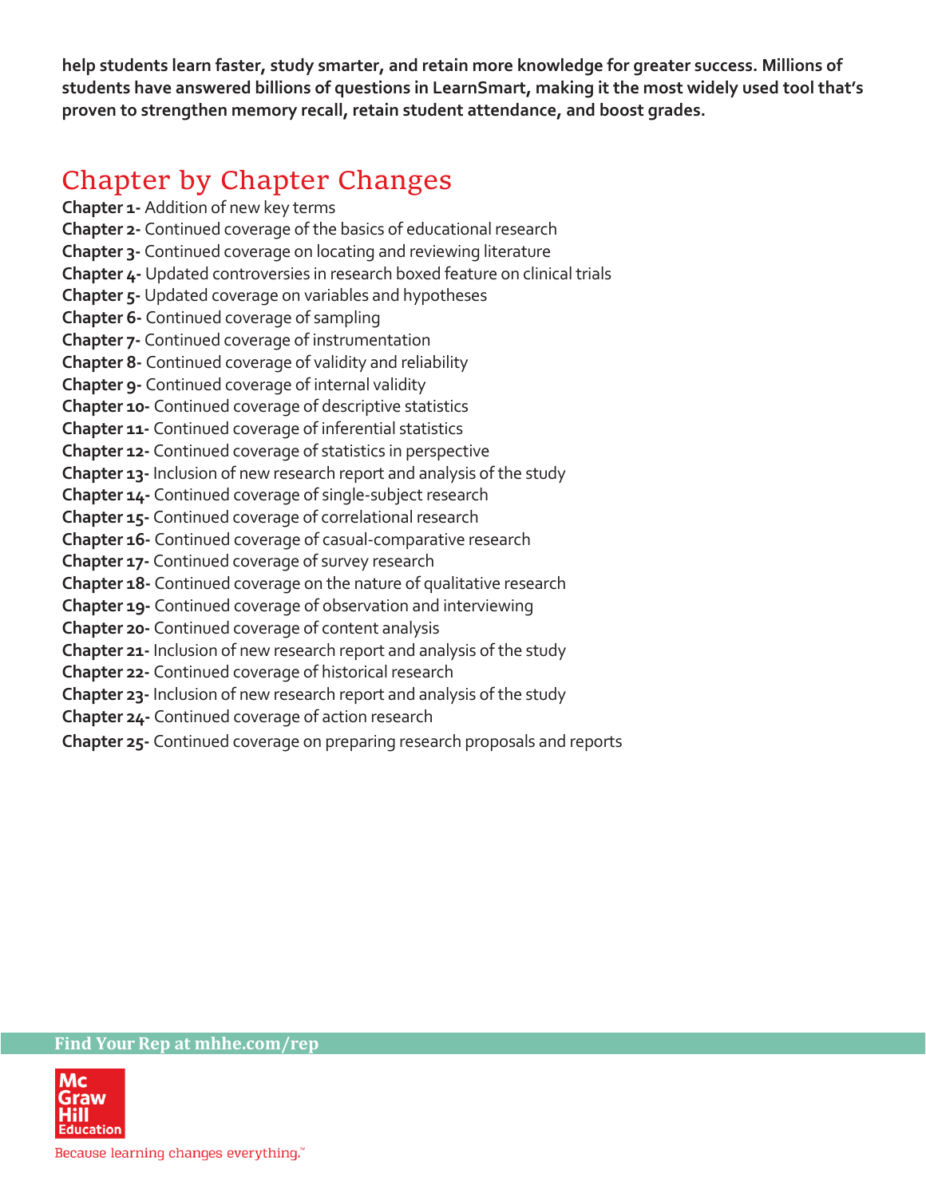**help students learn faster, study smarter, and retain more knowledge for greater success. Millions of students have answered billions of questions in LearnSmart, making it the most widely used tool that's proven to strengthen memory recall, retain student attendance, and boost grades.**

## Chapter by Chapter Changes

**Chapter 1-** Addition of new key terms
**Chapter 2-** Continued coverage of the basics of educational research
**Chapter 3-** Continued coverage on locating and reviewing literature
**Chapter 4-** Updated controversies in research boxed feature on clinical trials
**Chapter 5-** Updated coverage on variables and hypotheses
**Chapter 6-** Continued coverage of sampling
**Chapter 7-** Continued coverage of instrumentation
**Chapter 8-** Continued coverage of validity and reliability
**Chapter 9-** Continued coverage of internal validity
**Chapter 10-** Continued coverage of descriptive statistics
**Chapter 11-** Continued coverage of inferential statistics
**Chapter 12-** Continued coverage of statistics in perspective
**Chapter 13-** Inclusion of new research report and analysis of the study
**Chapter 14-** Continued coverage of single-subject research
**Chapter 15-** Continued coverage of correlational research
**Chapter 16-** Continued coverage of casual-comparative research
**Chapter 17-** Continued coverage of survey research
**Chapter 18-** Continued coverage on the nature of qualitative research
**Chapter 19-** Continued coverage of observation and interviewing
**Chapter 20-** Continued coverage of content analysis
**Chapter 21-** Inclusion of new research report and analysis of the study
**Chapter 22-** Continued coverage of historical research
**Chapter 23-** Inclusion of new research report and analysis of the study
**Chapter 24-** Continued coverage of action research
**Chapter 25-** Continued coverage on preparing research proposals and reports

**Find Your Rep at mhhe.com/rep**

Mc Graw Hill Education

Because learning changes everything.™